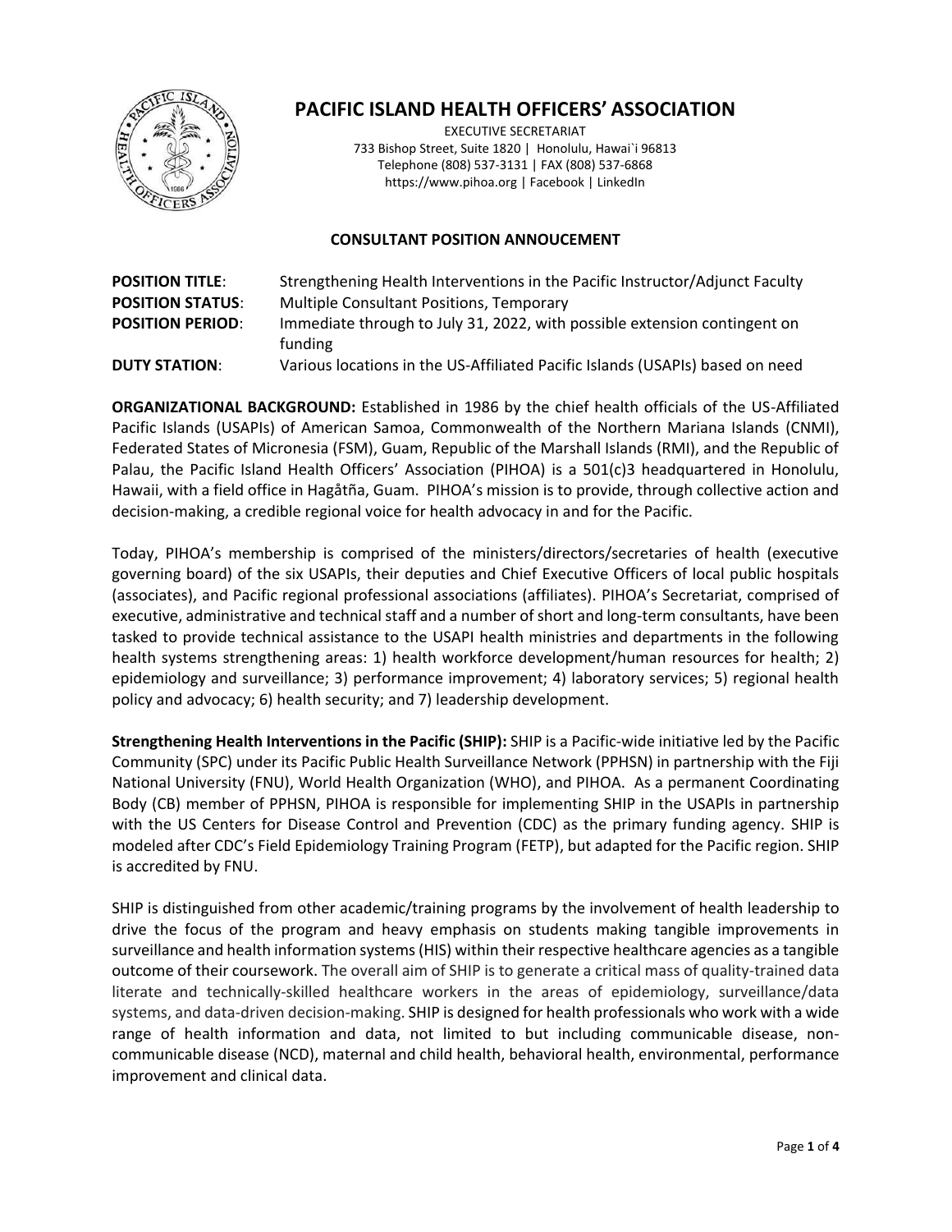# PACIFIC ISLAND HEALTH OFFICERS' ASSOCIATION

EXECUTIVE SECRETARIAT
733 Bishop Street, Suite 1820 | Honolulu, Hawai`i 96813
Telephone (808) 537-3131 | FAX (808) 537-6868
https://www.pihoa.org | Facebook | LinkedIn

## CONSULTANT POSITION ANNOUCEMENT

| | |
|---|---|
| **POSITION TITLE**: | Strengthening Health Interventions in the Pacific Instructor/Adjunct Faculty |
| **POSITION STATUS**: | Multiple Consultant Positions, Temporary |
| **POSITION PERIOD**: | Immediate through to July 31, 2022, with possible extension contingent on funding |
| **DUTY STATION**: | Various locations in the US-Affiliated Pacific Islands (USAPIs) based on need |

**ORGANIZATIONAL BACKGROUND:** Established in 1986 by the chief health officials of the US-Affiliated Pacific Islands (USAPIs) of American Samoa, Commonwealth of the Northern Mariana Islands (CNMI), Federated States of Micronesia (FSM), Guam, Republic of the Marshall Islands (RMI), and the Republic of Palau, the Pacific Island Health Officers' Association (PIHOA) is a 501(c)3 headquartered in Honolulu, Hawaii, with a field office in Hagåtña, Guam. PIHOA's mission is to provide, through collective action and decision-making, a credible regional voice for health advocacy in and for the Pacific.

Today, PIHOA's membership is comprised of the ministers/directors/secretaries of health (executive governing board) of the six USAPIs, their deputies and Chief Executive Officers of local public hospitals (associates), and Pacific regional professional associations (affiliates). PIHOA's Secretariat, comprised of executive, administrative and technical staff and a number of short and long-term consultants, have been tasked to provide technical assistance to the USAPI health ministries and departments in the following health systems strengthening areas: 1) health workforce development/human resources for health; 2) epidemiology and surveillance; 3) performance improvement; 4) laboratory services; 5) regional health policy and advocacy; 6) health security; and 7) leadership development.

**Strengthening Health Interventions in the Pacific (SHIP):** SHIP is a Pacific-wide initiative led by the Pacific Community (SPC) under its Pacific Public Health Surveillance Network (PPHSN) in partnership with the Fiji National University (FNU), World Health Organization (WHO), and PIHOA. As a permanent Coordinating Body (CB) member of PPHSN, PIHOA is responsible for implementing SHIP in the USAPIs in partnership with the US Centers for Disease Control and Prevention (CDC) as the primary funding agency. SHIP is modeled after CDC's Field Epidemiology Training Program (FETP), but adapted for the Pacific region. SHIP is accredited by FNU.

SHIP is distinguished from other academic/training programs by the involvement of health leadership to drive the focus of the program and heavy emphasis on students making tangible improvements in surveillance and health information systems (HIS) within their respective healthcare agencies as a tangible outcome of their coursework. The overall aim of SHIP is to generate a critical mass of quality-trained data literate and technically-skilled healthcare workers in the areas of epidemiology, surveillance/data systems, and data-driven decision-making. SHIP is designed for health professionals who work with a wide range of health information and data, not limited to but including communicable disease, non-communicable disease (NCD), maternal and child health, behavioral health, environmental, performance improvement and clinical data.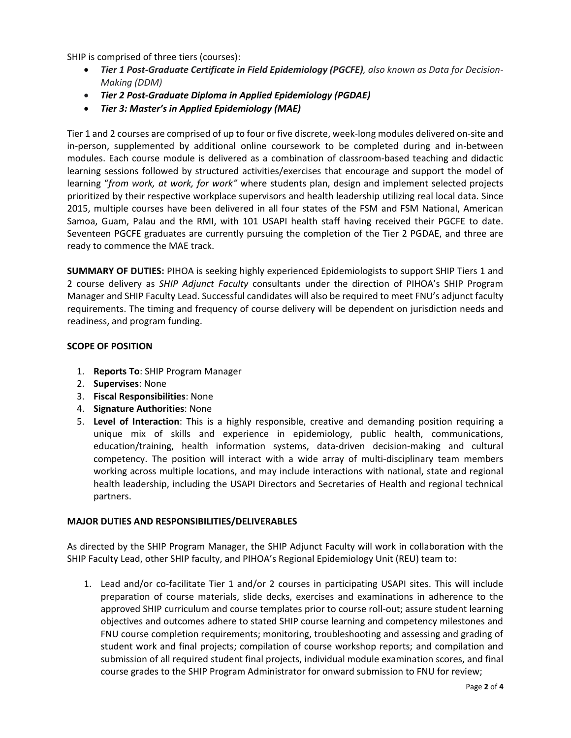SHIP is comprised of three tiers (courses):

- ***Tier 1 Post-Graduate Certificate in Field Epidemiology (PGCFE)****, also known as Data for Decision-Making (DDM)*
- ***Tier 2 Post-Graduate Diploma in Applied Epidemiology (PGDAE)***
- ***Tier 3: Master's in Applied Epidemiology (MAE)***

Tier 1 and 2 courses are comprised of up to four or five discrete, week-long modules delivered on-site and in-person, supplemented by additional online coursework to be completed during and in-between modules. Each course module is delivered as a combination of classroom-based teaching and didactic learning sessions followed by structured activities/exercises that encourage and support the model of learning "*from work, at work, for work"* where students plan, design and implement selected projects prioritized by their respective workplace supervisors and health leadership utilizing real local data. Since 2015, multiple courses have been delivered in all four states of the FSM and FSM National, American Samoa, Guam, Palau and the RMI, with 101 USAPI health staff having received their PGCFE to date. Seventeen PGCFE graduates are currently pursuing the completion of the Tier 2 PGDAE, and three are ready to commence the MAE track.

**SUMMARY OF DUTIES:** PIHOA is seeking highly experienced Epidemiologists to support SHIP Tiers 1 and 2 course delivery as *SHIP Adjunct Faculty* consultants under the direction of PIHOA's SHIP Program Manager and SHIP Faculty Lead. Successful candidates will also be required to meet FNU's adjunct faculty requirements. The timing and frequency of course delivery will be dependent on jurisdiction needs and readiness, and program funding.

**SCOPE OF POSITION**

1. **Reports To**: SHIP Program Manager
2. **Supervises**: None
3. **Fiscal Responsibilities**: None
4. **Signature Authorities**: None
5. **Level of Interaction**: This is a highly responsible, creative and demanding position requiring a unique mix of skills and experience in epidemiology, public health, communications, education/training, health information systems, data-driven decision-making and cultural competency. The position will interact with a wide array of multi-disciplinary team members working across multiple locations, and may include interactions with national, state and regional health leadership, including the USAPI Directors and Secretaries of Health and regional technical partners.

**MAJOR DUTIES AND RESPONSIBILITIES/DELIVERABLES**

As directed by the SHIP Program Manager, the SHIP Adjunct Faculty will work in collaboration with the SHIP Faculty Lead, other SHIP faculty, and PIHOA's Regional Epidemiology Unit (REU) team to:

1. Lead and/or co-facilitate Tier 1 and/or 2 courses in participating USAPI sites. This will include preparation of course materials, slide decks, exercises and examinations in adherence to the approved SHIP curriculum and course templates prior to course roll-out; assure student learning objectives and outcomes adhere to stated SHIP course learning and competency milestones and FNU course completion requirements; monitoring, troubleshooting and assessing and grading of student work and final projects; compilation of course workshop reports; and compilation and submission of all required student final projects, individual module examination scores, and final course grades to the SHIP Program Administrator for onward submission to FNU for review;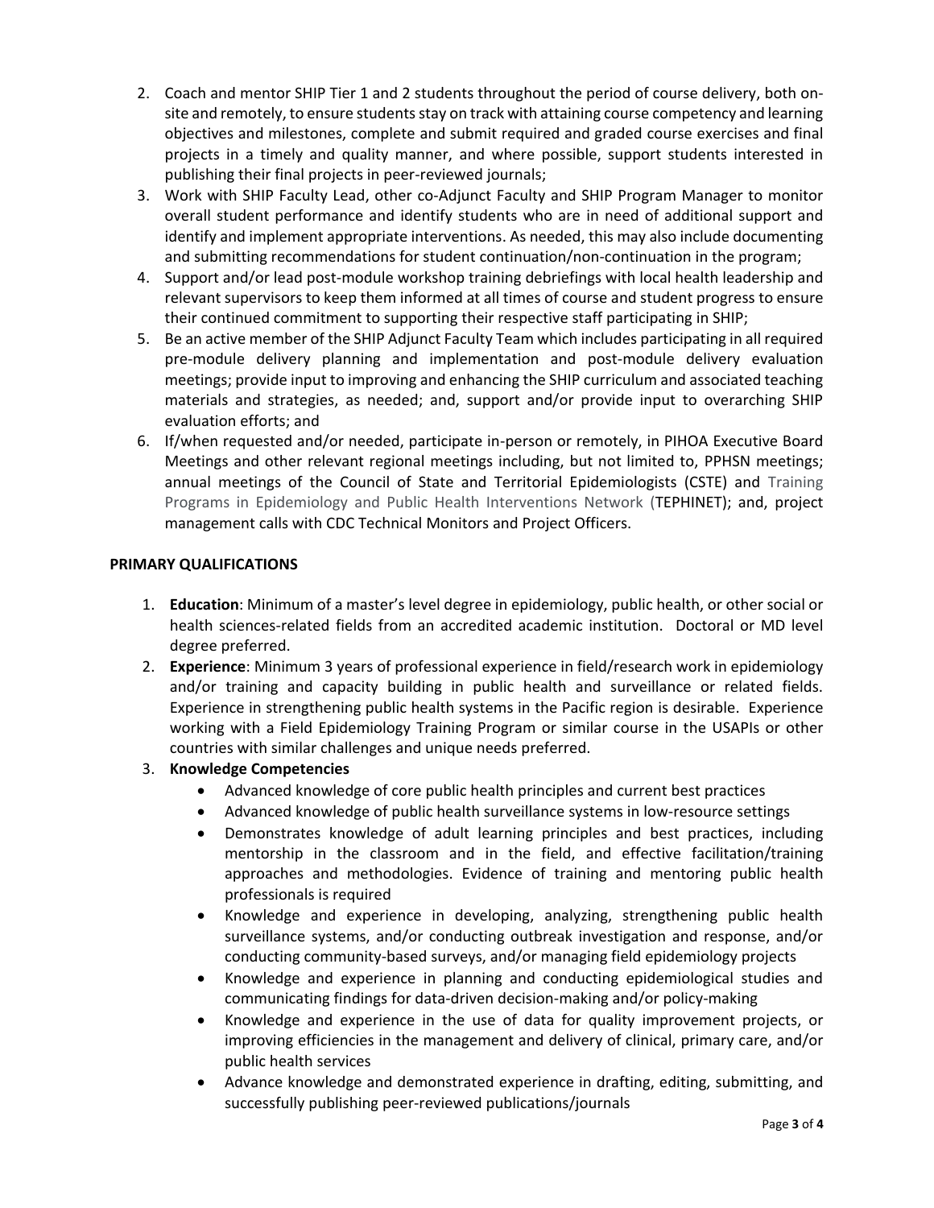2. Coach and mentor SHIP Tier 1 and 2 students throughout the period of course delivery, both on-site and remotely, to ensure students stay on track with attaining course competency and learning objectives and milestones, complete and submit required and graded course exercises and final projects in a timely and quality manner, and where possible, support students interested in publishing their final projects in peer-reviewed journals;
3. Work with SHIP Faculty Lead, other co-Adjunct Faculty and SHIP Program Manager to monitor overall student performance and identify students who are in need of additional support and identify and implement appropriate interventions. As needed, this may also include documenting and submitting recommendations for student continuation/non-continuation in the program;
4. Support and/or lead post-module workshop training debriefings with local health leadership and relevant supervisors to keep them informed at all times of course and student progress to ensure their continued commitment to supporting their respective staff participating in SHIP;
5. Be an active member of the SHIP Adjunct Faculty Team which includes participating in all required pre-module delivery planning and implementation and post-module delivery evaluation meetings; provide input to improving and enhancing the SHIP curriculum and associated teaching materials and strategies, as needed; and, support and/or provide input to overarching SHIP evaluation efforts; and
6. If/when requested and/or needed, participate in-person or remotely, in PIHOA Executive Board Meetings and other relevant regional meetings including, but not limited to, PPHSN meetings; annual meetings of the Council of State and Territorial Epidemiologists (CSTE) and Training Programs in Epidemiology and Public Health Interventions Network (TEPHINET); and, project management calls with CDC Technical Monitors and Project Officers.

**PRIMARY QUALIFICATIONS**

1. **Education**: Minimum of a master's level degree in epidemiology, public health, or other social or health sciences-related fields from an accredited academic institution. Doctoral or MD level degree preferred.
2. **Experience**: Minimum 3 years of professional experience in field/research work in epidemiology and/or training and capacity building in public health and surveillance or related fields. Experience in strengthening public health systems in the Pacific region is desirable. Experience working with a Field Epidemiology Training Program or similar course in the USAPIs or other countries with similar challenges and unique needs preferred.
3. **Knowledge Competencies**
   - Advanced knowledge of core public health principles and current best practices
   - Advanced knowledge of public health surveillance systems in low-resource settings
   - Demonstrates knowledge of adult learning principles and best practices, including mentorship in the classroom and in the field, and effective facilitation/training approaches and methodologies. Evidence of training and mentoring public health professionals is required
   - Knowledge and experience in developing, analyzing, strengthening public health surveillance systems, and/or conducting outbreak investigation and response, and/or conducting community-based surveys, and/or managing field epidemiology projects
   - Knowledge and experience in planning and conducting epidemiological studies and communicating findings for data-driven decision-making and/or policy-making
   - Knowledge and experience in the use of data for quality improvement projects, or improving efficiencies in the management and delivery of clinical, primary care, and/or public health services
   - Advance knowledge and demonstrated experience in drafting, editing, submitting, and successfully publishing peer-reviewed publications/journals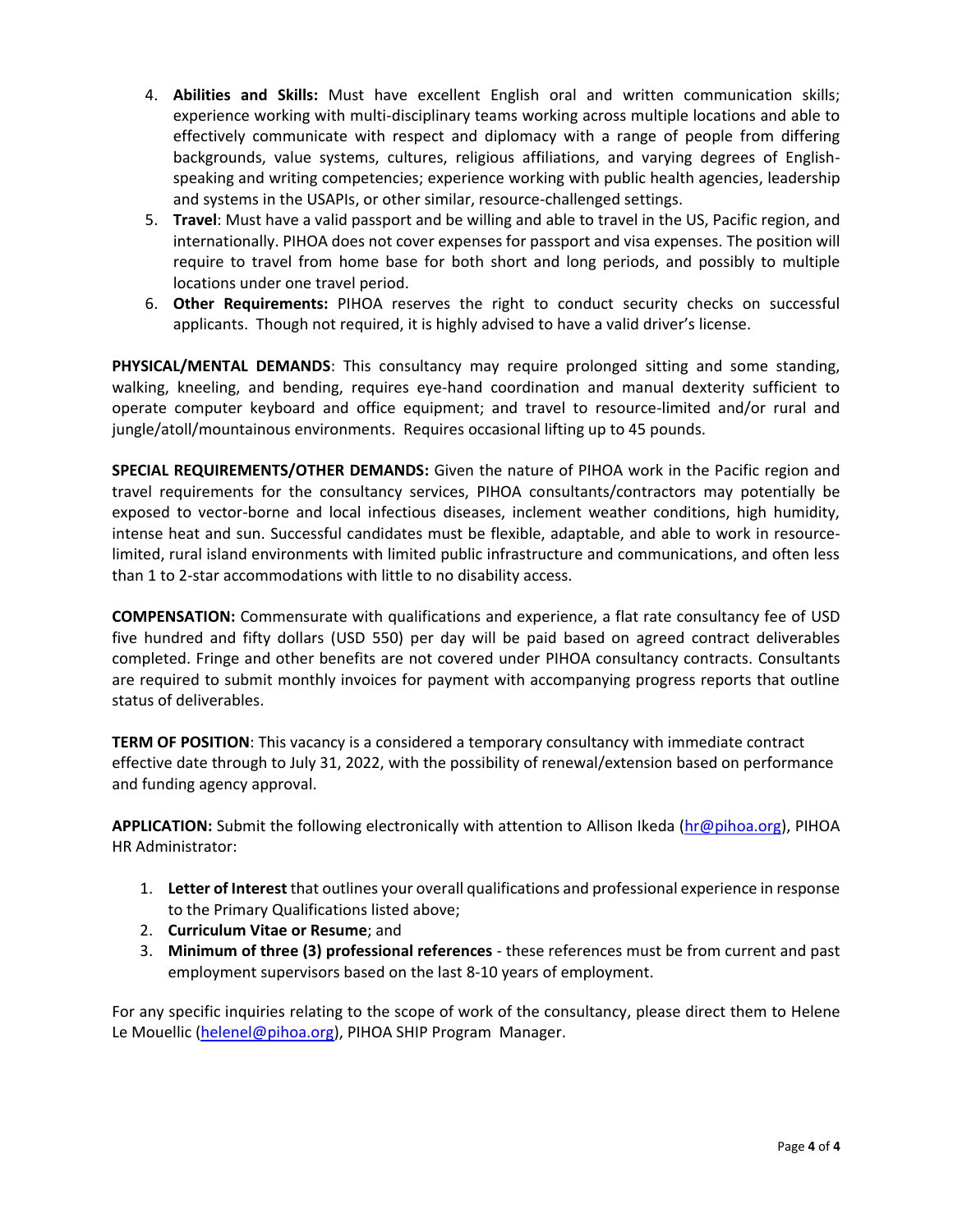4. **Abilities and Skills:** Must have excellent English oral and written communication skills; experience working with multi-disciplinary teams working across multiple locations and able to effectively communicate with respect and diplomacy with a range of people from differing backgrounds, value systems, cultures, religious affiliations, and varying degrees of English-speaking and writing competencies; experience working with public health agencies, leadership and systems in the USAPIs, or other similar, resource-challenged settings.
5. **Travel**: Must have a valid passport and be willing and able to travel in the US, Pacific region, and internationally. PIHOA does not cover expenses for passport and visa expenses. The position will require to travel from home base for both short and long periods, and possibly to multiple locations under one travel period.
6. **Other Requirements:** PIHOA reserves the right to conduct security checks on successful applicants. Though not required, it is highly advised to have a valid driver's license.

**PHYSICAL/MENTAL DEMANDS**: This consultancy may require prolonged sitting and some standing, walking, kneeling, and bending, requires eye-hand coordination and manual dexterity sufficient to operate computer keyboard and office equipment; and travel to resource-limited and/or rural and jungle/atoll/mountainous environments. Requires occasional lifting up to 45 pounds.

**SPECIAL REQUIREMENTS/OTHER DEMANDS:** Given the nature of PIHOA work in the Pacific region and travel requirements for the consultancy services, PIHOA consultants/contractors may potentially be exposed to vector-borne and local infectious diseases, inclement weather conditions, high humidity, intense heat and sun. Successful candidates must be flexible, adaptable, and able to work in resource-limited, rural island environments with limited public infrastructure and communications, and often less than 1 to 2-star accommodations with little to no disability access.

**COMPENSATION:** Commensurate with qualifications and experience, a flat rate consultancy fee of USD five hundred and fifty dollars (USD 550) per day will be paid based on agreed contract deliverables completed. Fringe and other benefits are not covered under PIHOA consultancy contracts. Consultants are required to submit monthly invoices for payment with accompanying progress reports that outline status of deliverables.

**TERM OF POSITION**: This vacancy is a considered a temporary consultancy with immediate contract effective date through to July 31, 2022, with the possibility of renewal/extension based on performance and funding agency approval.

**APPLICATION:** Submit the following electronically with attention to Allison Ikeda (hr@pihoa.org), PIHOA HR Administrator:

1. **Letter of Interest** that outlines your overall qualifications and professional experience in response to the Primary Qualifications listed above;
2. **Curriculum Vitae or Resume**; and
3. **Minimum of three (3) professional references** - these references must be from current and past employment supervisors based on the last 8-10 years of employment.

For any specific inquiries relating to the scope of work of the consultancy, please direct them to Helene Le Mouellic (helenel@pihoa.org), PIHOA SHIP Program Manager.